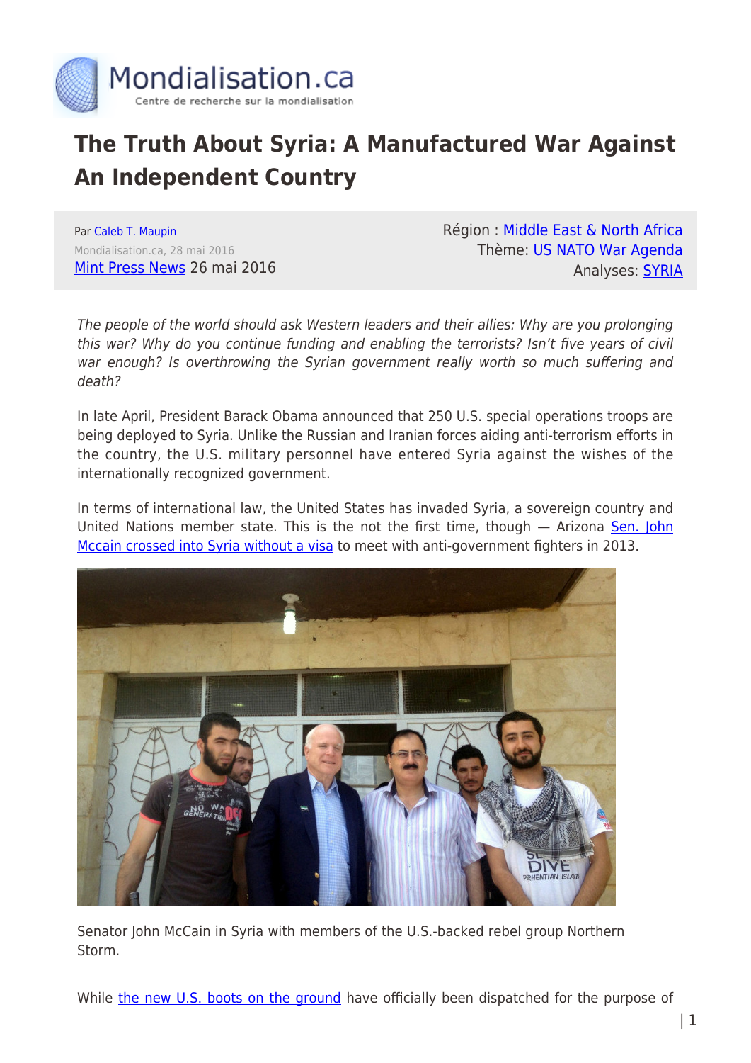Mondialisation.ca

Centre de recherche sur la mondialisation

# The Truth About Syria: A Manufactured War Against An Independent Country

Par [Caleb T. Maupin](#)
Mondialisation.ca, 28 mai 2016
[Mint Press News](#) 26 mai 2016

Région : [Middle East & North Africa](#)
Thème: [US NATO War Agenda](#)
Analyses: [SYRIA](#)

*The people of the world should ask Western leaders and their allies: Why are you prolonging this war? Why do you continue funding and enabling the terrorists? Isn't five years of civil war enough? Is overthrowing the Syrian government really worth so much suffering and death?*

In late April, President Barack Obama announced that 250 U.S. special operations troops are being deployed to Syria. Unlike the Russian and Iranian forces aiding anti-terrorism efforts in the country, the U.S. military personnel have entered Syria against the wishes of the internationally recognized government.

In terms of international law, the United States has invaded Syria, a sovereign country and United Nations member state. This is the not the first time, though — Arizona [Sen. John Mccain crossed into Syria without a visa](#) to meet with anti-government fighters in 2013.

Senator John McCain in Syria with members of the U.S.-backed rebel group Northern Storm.

While [the new U.S. boots on the ground](#) have officially been dispatched for the purpose of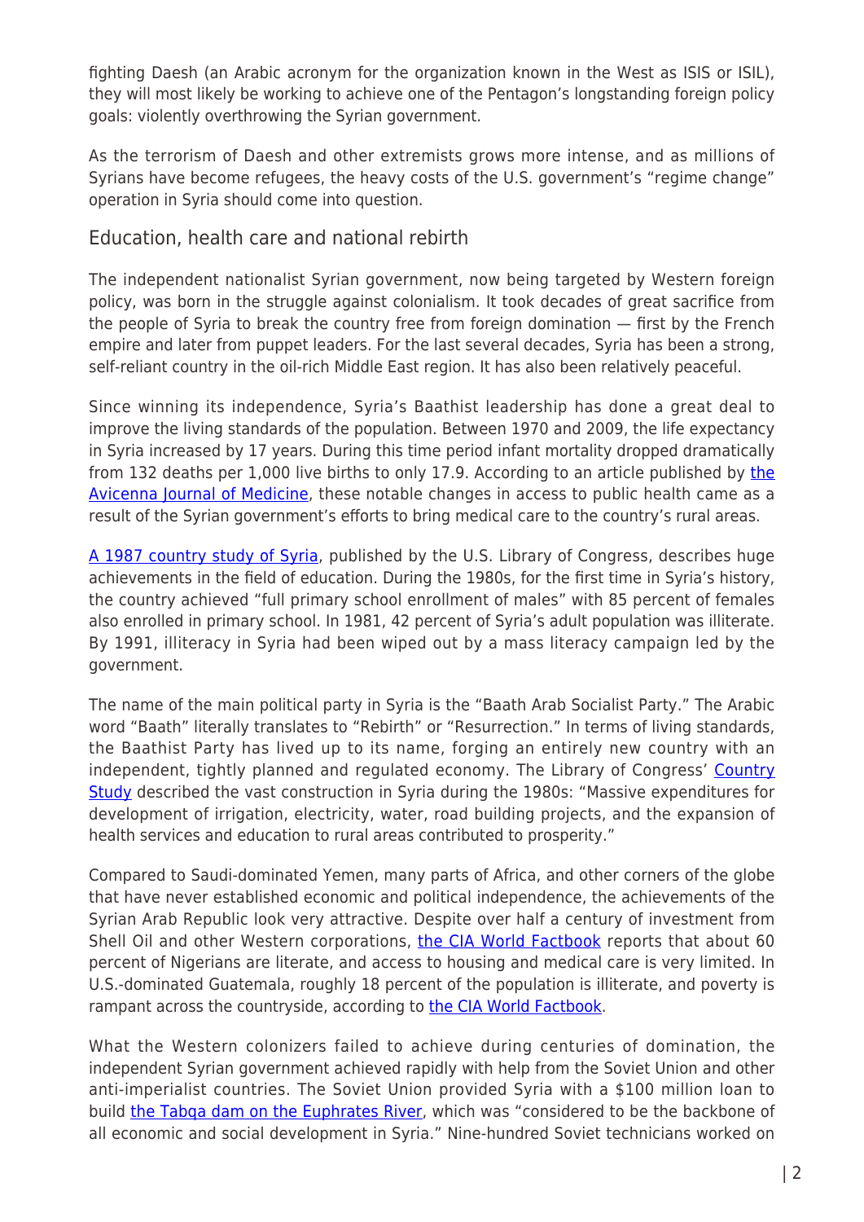fighting Daesh (an Arabic acronym for the organization known in the West as ISIS or ISIL), they will most likely be working to achieve one of the Pentagon's longstanding foreign policy goals: violently overthrowing the Syrian government.

As the terrorism of Daesh and other extremists grows more intense, and as millions of Syrians have become refugees, the heavy costs of the U.S. government's "regime change" operation in Syria should come into question.

## Education, health care and national rebirth

The independent nationalist Syrian government, now being targeted by Western foreign policy, was born in the struggle against colonialism. It took decades of great sacrifice from the people of Syria to break the country free from foreign domination — first by the French empire and later from puppet leaders. For the last several decades, Syria has been a strong, self-reliant country in the oil-rich Middle East region. It has also been relatively peaceful.

Since winning its independence, Syria's Baathist leadership has done a great deal to improve the living standards of the population. Between 1970 and 2009, the life expectancy in Syria increased by 17 years. During this time period infant mortality dropped dramatically from 132 deaths per 1,000 live births to only 17.9. According to an article published by the Avicenna Journal of Medicine, these notable changes in access to public health came as a result of the Syrian government's efforts to bring medical care to the country's rural areas.

A 1987 country study of Syria, published by the U.S. Library of Congress, describes huge achievements in the field of education. During the 1980s, for the first time in Syria's history, the country achieved "full primary school enrollment of males" with 85 percent of females also enrolled in primary school. In 1981, 42 percent of Syria's adult population was illiterate. By 1991, illiteracy in Syria had been wiped out by a mass literacy campaign led by the government.

The name of the main political party in Syria is the "Baath Arab Socialist Party." The Arabic word "Baath" literally translates to "Rebirth" or "Resurrection." In terms of living standards, the Baathist Party has lived up to its name, forging an entirely new country with an independent, tightly planned and regulated economy. The Library of Congress' Country Study described the vast construction in Syria during the 1980s: "Massive expenditures for development of irrigation, electricity, water, road building projects, and the expansion of health services and education to rural areas contributed to prosperity."

Compared to Saudi-dominated Yemen, many parts of Africa, and other corners of the globe that have never established economic and political independence, the achievements of the Syrian Arab Republic look very attractive. Despite over half a century of investment from Shell Oil and other Western corporations, the CIA World Factbook reports that about 60 percent of Nigerians are literate, and access to housing and medical care is very limited. In U.S.-dominated Guatemala, roughly 18 percent of the population is illiterate, and poverty is rampant across the countryside, according to the CIA World Factbook.

What the Western colonizers failed to achieve during centuries of domination, the independent Syrian government achieved rapidly with help from the Soviet Union and other anti-imperialist countries. The Soviet Union provided Syria with a $100 million loan to build the Tabqa dam on the Euphrates River, which was "considered to be the backbone of all economic and social development in Syria." Nine-hundred Soviet technicians worked on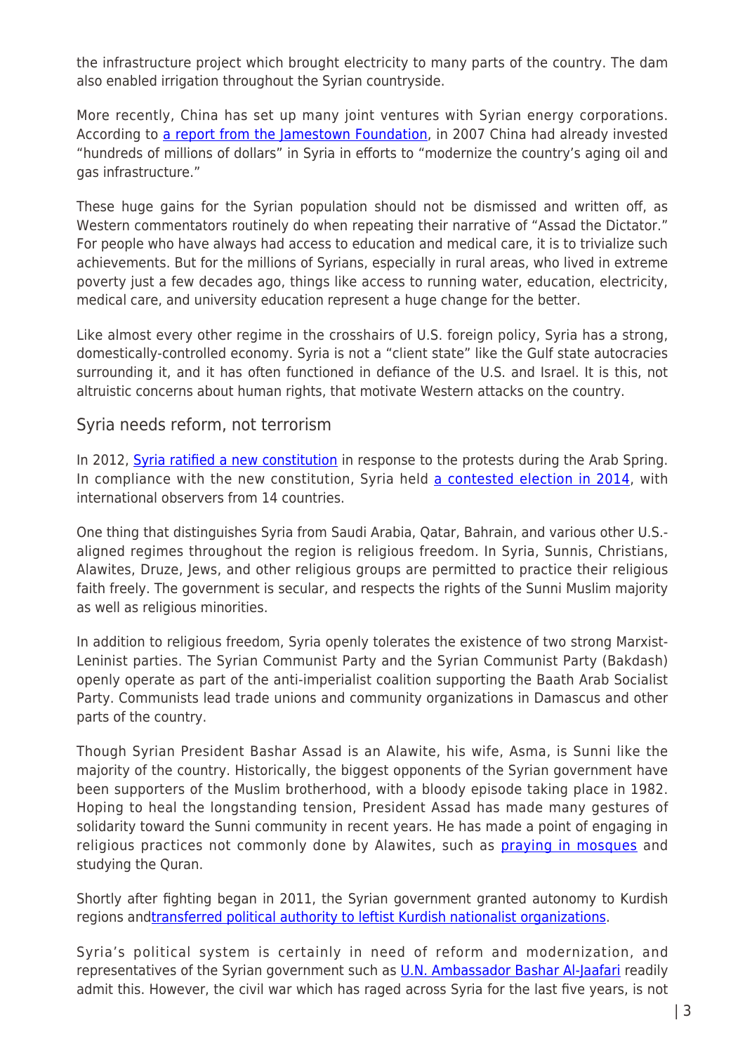the infrastructure project which brought electricity to many parts of the country. The dam also enabled irrigation throughout the Syrian countryside.

More recently, China has set up many joint ventures with Syrian energy corporations. According to [a report from the Jamestown Foundation](), in 2007 China had already invested "hundreds of millions of dollars" in Syria in efforts to "modernize the country's aging oil and gas infrastructure."

These huge gains for the Syrian population should not be dismissed and written off, as Western commentators routinely do when repeating their narrative of "Assad the Dictator." For people who have always had access to education and medical care, it is to trivialize such achievements. But for the millions of Syrians, especially in rural areas, who lived in extreme poverty just a few decades ago, things like access to running water, education, electricity, medical care, and university education represent a huge change for the better.

Like almost every other regime in the crosshairs of U.S. foreign policy, Syria has a strong, domestically-controlled economy. Syria is not a "client state" like the Gulf state autocracies surrounding it, and it has often functioned in defiance of the U.S. and Israel. It is this, not altruistic concerns about human rights, that motivate Western attacks on the country.

## Syria needs reform, not terrorism

In 2012, [Syria ratified a new constitution]() in response to the protests during the Arab Spring. In compliance with the new constitution, Syria held [a contested election in 2014](), with international observers from 14 countries.

One thing that distinguishes Syria from Saudi Arabia, Qatar, Bahrain, and various other U.S.-aligned regimes throughout the region is religious freedom. In Syria, Sunnis, Christians, Alawites, Druze, Jews, and other religious groups are permitted to practice their religious faith freely. The government is secular, and respects the rights of the Sunni Muslim majority as well as religious minorities.

In addition to religious freedom, Syria openly tolerates the existence of two strong Marxist-Leninist parties. The Syrian Communist Party and the Syrian Communist Party (Bakdash) openly operate as part of the anti-imperialist coalition supporting the Baath Arab Socialist Party. Communists lead trade unions and community organizations in Damascus and other parts of the country.

Though Syrian President Bashar Assad is an Alawite, his wife, Asma, is Sunni like the majority of the country. Historically, the biggest opponents of the Syrian government have been supporters of the Muslim brotherhood, with a bloody episode taking place in 1982. Hoping to heal the longstanding tension, President Assad has made many gestures of solidarity toward the Sunni community in recent years. He has made a point of engaging in religious practices not commonly done by Alawites, such as [praying in mosques]() and studying the Quran.

Shortly after fighting began in 2011, the Syrian government granted autonomy to Kurdish regions and[transferred political authority to leftist Kurdish nationalist organizations]().

Syria's political system is certainly in need of reform and modernization, and representatives of the Syrian government such as [U.N. Ambassador Bashar Al-Jaafari]() readily admit this. However, the civil war which has raged across Syria for the last five years, is not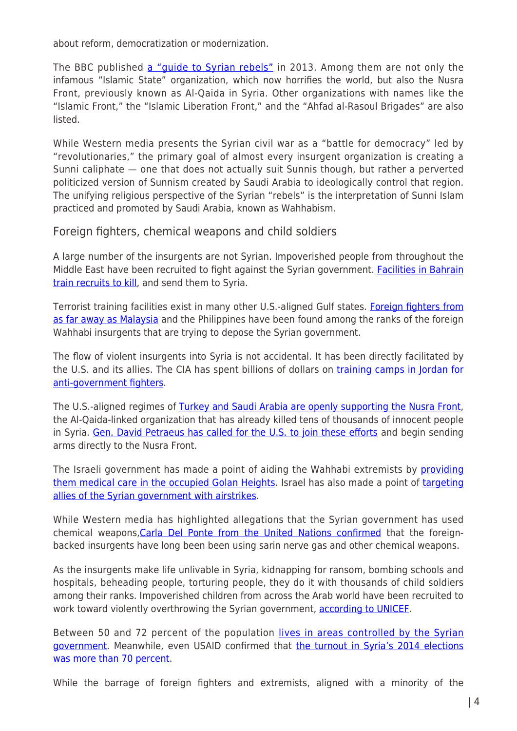about reform, democratization or modernization.

The BBC published a "guide to Syrian rebels" in 2013. Among them are not only the infamous "Islamic State" organization, which now horrifies the world, but also the Nusra Front, previously known as Al-Qaida in Syria. Other organizations with names like the "Islamic Front," the "Islamic Liberation Front," and the "Ahfad al-Rasoul Brigades" are also listed.

While Western media presents the Syrian civil war as a "battle for democracy" led by "revolutionaries," the primary goal of almost every insurgent organization is creating a Sunni caliphate — one that does not actually suit Sunnis though, but rather a perverted politicized version of Sunnism created by Saudi Arabia to ideologically control that region. The unifying religious perspective of the Syrian "rebels" is the interpretation of Sunni Islam practiced and promoted by Saudi Arabia, known as Wahhabism.

## Foreign fighters, chemical weapons and child soldiers

A large number of the insurgents are not Syrian. Impoverished people from throughout the Middle East have been recruited to fight against the Syrian government. Facilities in Bahrain train recruits to kill, and send them to Syria.

Terrorist training facilities exist in many other U.S.-aligned Gulf states. Foreign fighters from as far away as Malaysia and the Philippines have been found among the ranks of the foreign Wahhabi insurgents that are trying to depose the Syrian government.

The flow of violent insurgents into Syria is not accidental. It has been directly facilitated by the U.S. and its allies. The CIA has spent billions of dollars on training camps in Jordan for anti-government fighters.

The U.S.-aligned regimes of Turkey and Saudi Arabia are openly supporting the Nusra Front, the Al-Qaida-linked organization that has already killed tens of thousands of innocent people in Syria. Gen. David Petraeus has called for the U.S. to join these efforts and begin sending arms directly to the Nusra Front.

The Israeli government has made a point of aiding the Wahhabi extremists by providing them medical care in the occupied Golan Heights. Israel has also made a point of targeting allies of the Syrian government with airstrikes.

While Western media has highlighted allegations that the Syrian government has used chemical weapons,Carla Del Ponte from the United Nations confirmed that the foreign-backed insurgents have long been been using sarin nerve gas and other chemical weapons.

As the insurgents make life unlivable in Syria, kidnapping for ransom, bombing schools and hospitals, beheading people, torturing people, they do it with thousands of child soldiers among their ranks. Impoverished children from across the Arab world have been recruited to work toward violently overthrowing the Syrian government, according to UNICEF.

Between 50 and 72 percent of the population lives in areas controlled by the Syrian government. Meanwhile, even USAID confirmed that the turnout in Syria's 2014 elections was more than 70 percent.

While the barrage of foreign fighters and extremists, aligned with a minority of the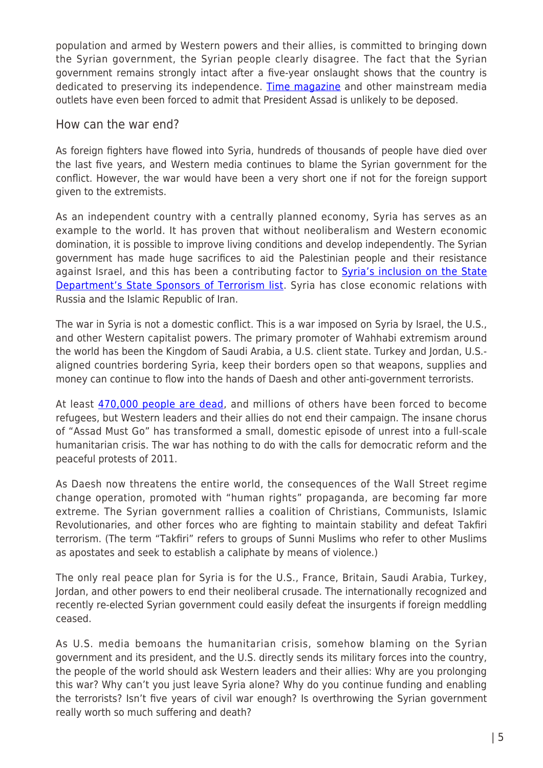population and armed by Western powers and their allies, is committed to bringing down the Syrian government, the Syrian people clearly disagree. The fact that the Syrian government remains strongly intact after a five-year onslaught shows that the country is dedicated to preserving its independence. [Time magazine] and other mainstream media outlets have even been forced to admit that President Assad is unlikely to be deposed.

## How can the war end?

As foreign fighters have flowed into Syria, hundreds of thousands of people have died over the last five years, and Western media continues to blame the Syrian government for the conflict. However, the war would have been a very short one if not for the foreign support given to the extremists.

As an independent country with a centrally planned economy, Syria has serves as an example to the world. It has proven that without neoliberalism and Western economic domination, it is possible to improve living conditions and develop independently. The Syrian government has made huge sacrifices to aid the Palestinian people and their resistance against Israel, and this has been a contributing factor to [Syria's inclusion on the State Department's State Sponsors of Terrorism list]. Syria has close economic relations with Russia and the Islamic Republic of Iran.

The war in Syria is not a domestic conflict. This is a war imposed on Syria by Israel, the U.S., and other Western capitalist powers. The primary promoter of Wahhabi extremism around the world has been the Kingdom of Saudi Arabia, a U.S. client state. Turkey and Jordan, U.S.-aligned countries bordering Syria, keep their borders open so that weapons, supplies and money can continue to flow into the hands of Daesh and other anti-government terrorists.

At least [470,000 people are dead], and millions of others have been forced to become refugees, but Western leaders and their allies do not end their campaign. The insane chorus of "Assad Must Go" has transformed a small, domestic episode of unrest into a full-scale humanitarian crisis. The war has nothing to do with the calls for democratic reform and the peaceful protests of 2011.

As Daesh now threatens the entire world, the consequences of the Wall Street regime change operation, promoted with "human rights" propaganda, are becoming far more extreme. The Syrian government rallies a coalition of Christians, Communists, Islamic Revolutionaries, and other forces who are fighting to maintain stability and defeat Takfiri terrorism. (The term "Takfiri" refers to groups of Sunni Muslims who refer to other Muslims as apostates and seek to establish a caliphate by means of violence.)

The only real peace plan for Syria is for the U.S., France, Britain, Saudi Arabia, Turkey, Jordan, and other powers to end their neoliberal crusade. The internationally recognized and recently re-elected Syrian government could easily defeat the insurgents if foreign meddling ceased.

As U.S. media bemoans the humanitarian crisis, somehow blaming on the Syrian government and its president, and the U.S. directly sends its military forces into the country, the people of the world should ask Western leaders and their allies: Why are you prolonging this war? Why can't you just leave Syria alone? Why do you continue funding and enabling the terrorists? Isn't five years of civil war enough? Is overthrowing the Syrian government really worth so much suffering and death?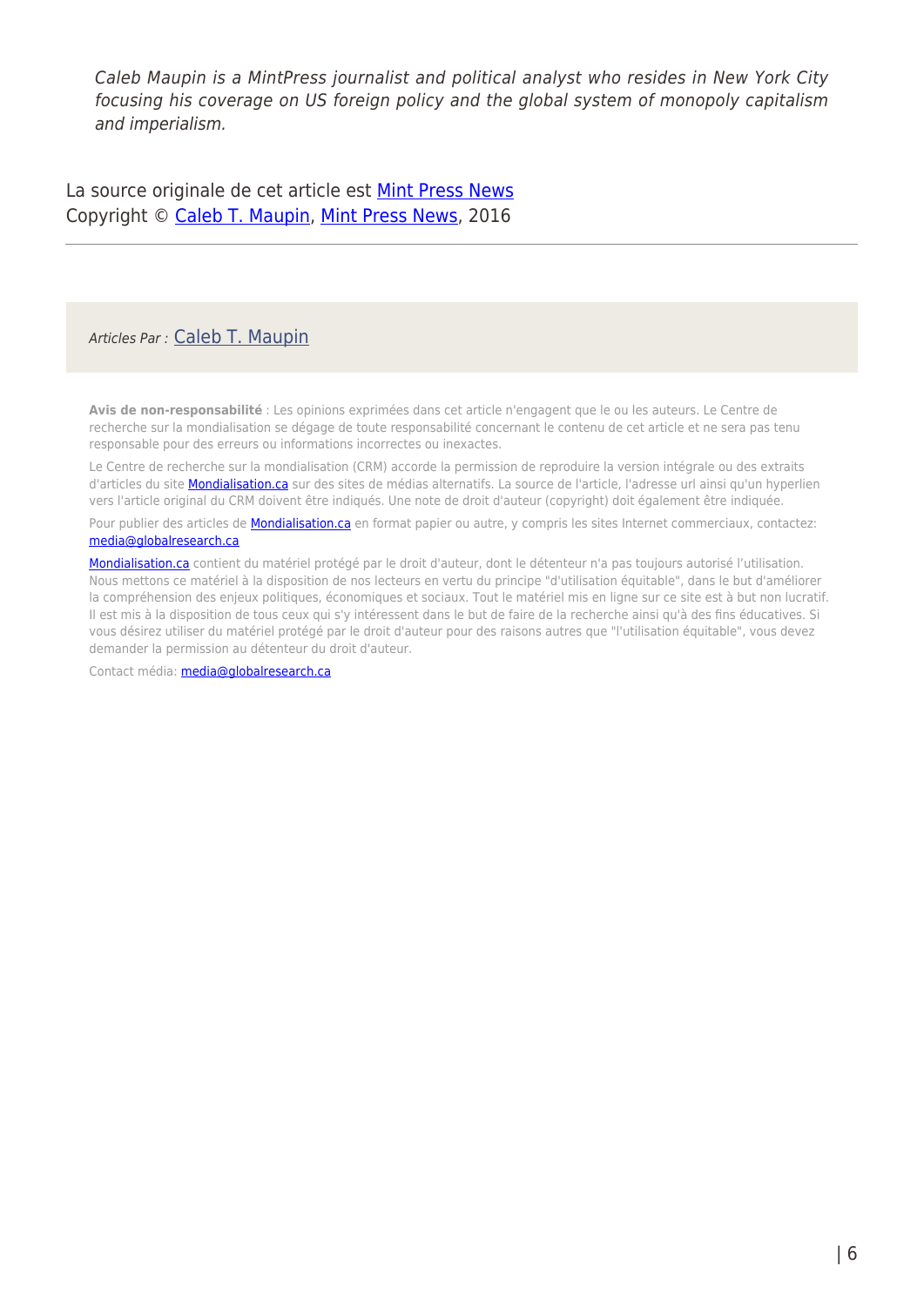*Caleb Maupin is a MintPress journalist and political analyst who resides in New York City focusing his coverage on US foreign policy and the global system of monopoly capitalism and imperialism.*

La source originale de cet article est Mint Press News
Copyright © Caleb T. Maupin, Mint Press News, 2016

---

*Articles Par :* Caleb T. Maupin

**Avis de non-responsabilité** : Les opinions exprimées dans cet article n'engagent que le ou les auteurs. Le Centre de recherche sur la mondialisation se dégage de toute responsabilité concernant le contenu de cet article et ne sera pas tenu responsable pour des erreurs ou informations incorrectes ou inexactes.

Le Centre de recherche sur la mondialisation (CRM) accorde la permission de reproduire la version intégrale ou des extraits d'articles du site Mondialisation.ca sur des sites de médias alternatifs. La source de l'article, l'adresse url ainsi qu'un hyperlien vers l'article original du CRM doivent être indiqués. Une note de droit d'auteur (copyright) doit également être indiquée.

Pour publier des articles de Mondialisation.ca en format papier ou autre, y compris les sites Internet commerciaux, contactez: media@globalresearch.ca

Mondialisation.ca contient du matériel protégé par le droit d'auteur, dont le détenteur n'a pas toujours autorisé l'utilisation. Nous mettons ce matériel à la disposition de nos lecteurs en vertu du principe "d'utilisation équitable", dans le but d'améliorer la compréhension des enjeux politiques, économiques et sociaux. Tout le matériel mis en ligne sur ce site est à but non lucratif. Il est mis à la disposition de tous ceux qui s'y intéressent dans le but de faire de la recherche ainsi qu'à des fins éducatives. Si vous désirez utiliser du matériel protégé par le droit d'auteur pour des raisons autres que "l'utilisation équitable", vous devez demander la permission au détenteur du droit d'auteur.

Contact média: media@globalresearch.ca